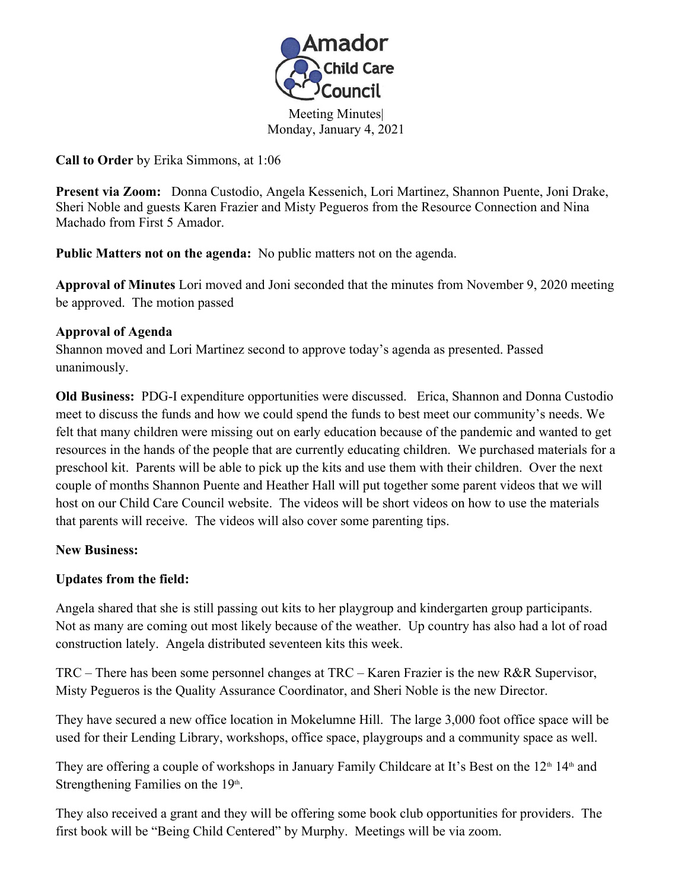Amador Child Care Council

Meeting Minutes|
Monday, January 4, 2021

**Call to Order** by Erika Simmons, at 1:06

**Present via Zoom:** Donna Custodio, Angela Kessenich, Lori Martinez, Shannon Puente, Joni Drake, Sheri Noble and guests Karen Frazier and Misty Pegueros from the Resource Connection and Nina Machado from First 5 Amador.

**Public Matters not on the agenda:** No public matters not on the agenda.

**Approval of Minutes** Lori moved and Joni seconded that the minutes from November 9, 2020 meeting be approved. The motion passed

**Approval of Agenda**
Shannon moved and Lori Martinez second to approve today's agenda as presented. Passed unanimously.

**Old Business:** PDG-I expenditure opportunities were discussed. Erica, Shannon and Donna Custodio meet to discuss the funds and how we could spend the funds to best meet our community's needs. We felt that many children were missing out on early education because of the pandemic and wanted to get resources in the hands of the people that are currently educating children. We purchased materials for a preschool kit. Parents will be able to pick up the kits and use them with their children. Over the next couple of months Shannon Puente and Heather Hall will put together some parent videos that we will host on our Child Care Council website. The videos will be short videos on how to use the materials that parents will receive. The videos will also cover some parenting tips.

**New Business:**

**Updates from the field:**

Angela shared that she is still passing out kits to her playgroup and kindergarten group participants. Not as many are coming out most likely because of the weather. Up country has also had a lot of road construction lately. Angela distributed seventeen kits this week.

TRC – There has been some personnel changes at TRC – Karen Frazier is the new R&R Supervisor, Misty Pegueros is the Quality Assurance Coordinator, and Sheri Noble is the new Director.

They have secured a new office location in Mokelumne Hill. The large 3,000 foot office space will be used for their Lending Library, workshops, office space, playgroups and a community space as well.

They are offering a couple of workshops in January Family Childcare at It's Best on the 12th 14th and Strengthening Families on the 19th.

They also received a grant and they will be offering some book club opportunities for providers. The first book will be "Being Child Centered" by Murphy. Meetings will be via zoom.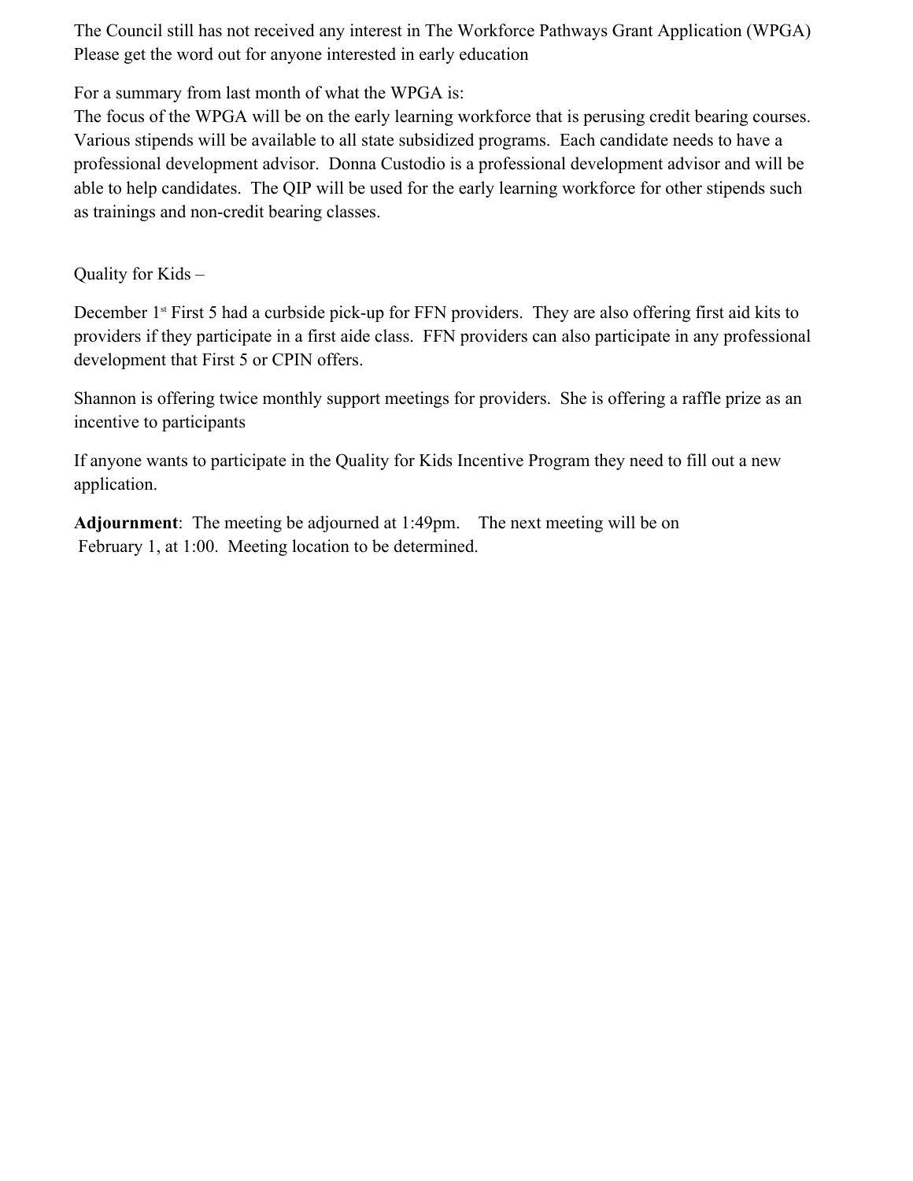The Council still has not received any interest in The Workforce Pathways Grant Application (WPGA) Please get the word out for anyone interested in early education

For a summary from last month of what the WPGA is:
The focus of the WPGA will be on the early learning workforce that is perusing credit bearing courses. Various stipends will be available to all state subsidized programs. Each candidate needs to have a professional development advisor. Donna Custodio is a professional development advisor and will be able to help candidates. The QIP will be used for the early learning workforce for other stipends such as trainings and non-credit bearing classes.

Quality for Kids –

December 1st First 5 had a curbside pick-up for FFN providers. They are also offering first aid kits to providers if they participate in a first aide class. FFN providers can also participate in any professional development that First 5 or CPIN offers.

Shannon is offering twice monthly support meetings for providers. She is offering a raffle prize as an incentive to participants

If anyone wants to participate in the Quality for Kids Incentive Program they need to fill out a new application.

**Adjournment**: The meeting be adjourned at 1:49pm. The next meeting will be on February 1, at 1:00. Meeting location to be determined.